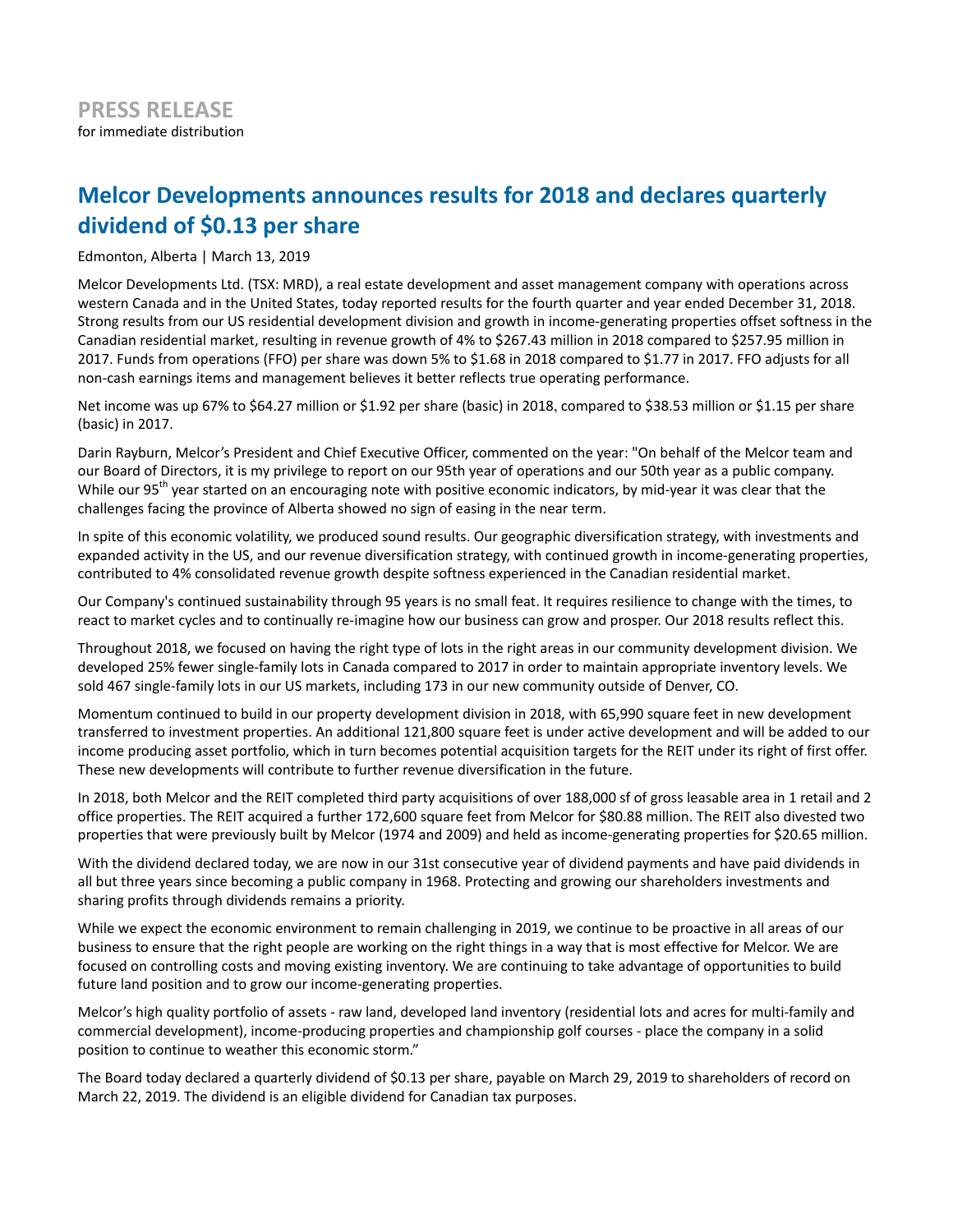**PRESS RELEASE**
for immediate distribution

# Melcor Developments announces results for 2018 and declares quarterly dividend of $0.13 per share

Edmonton, Alberta | March 13, 2019

Melcor Developments Ltd. (TSX: MRD), a real estate development and asset management company with operations across western Canada and in the United States, today reported results for the fourth quarter and year ended December 31, 2018. Strong results from our US residential development division and growth in income-generating properties offset softness in the Canadian residential market, resulting in revenue growth of 4% to $267.43 million in 2018 compared to $257.95 million in 2017. Funds from operations (FFO) per share was down 5% to $1.68 in 2018 compared to $1.77 in 2017. FFO adjusts for all non-cash earnings items and management believes it better reflects true operating performance.

Net income was up 67% to $64.27 million or $1.92 per share (basic) in 2018, compared to $38.53 million or $1.15 per share (basic) in 2017.

Darin Rayburn, Melcor's President and Chief Executive Officer, commented on the year: "On behalf of the Melcor team and our Board of Directors, it is my privilege to report on our 95th year of operations and our 50th year as a public company. While our 95th year started on an encouraging note with positive economic indicators, by mid-year it was clear that the challenges facing the province of Alberta showed no sign of easing in the near term.

In spite of this economic volatility, we produced sound results. Our geographic diversification strategy, with investments and expanded activity in the US, and our revenue diversification strategy, with continued growth in income-generating properties, contributed to 4% consolidated revenue growth despite softness experienced in the Canadian residential market.

Our Company's continued sustainability through 95 years is no small feat. It requires resilience to change with the times, to react to market cycles and to continually re-imagine how our business can grow and prosper. Our 2018 results reflect this.

Throughout 2018, we focused on having the right type of lots in the right areas in our community development division. We developed 25% fewer single-family lots in Canada compared to 2017 in order to maintain appropriate inventory levels. We sold 467 single-family lots in our US markets, including 173 in our new community outside of Denver, CO.

Momentum continued to build in our property development division in 2018, with 65,990 square feet in new development transferred to investment properties. An additional 121,800 square feet is under active development and will be added to our income producing asset portfolio, which in turn becomes potential acquisition targets for the REIT under its right of first offer. These new developments will contribute to further revenue diversification in the future.

In 2018, both Melcor and the REIT completed third party acquisitions of over 188,000 sf of gross leasable area in 1 retail and 2 office properties. The REIT acquired a further 172,600 square feet from Melcor for $80.88 million. The REIT also divested two properties that were previously built by Melcor (1974 and 2009) and held as income-generating properties for $20.65 million.

With the dividend declared today, we are now in our 31st consecutive year of dividend payments and have paid dividends in all but three years since becoming a public company in 1968. Protecting and growing our shareholders investments and sharing profits through dividends remains a priority.

While we expect the economic environment to remain challenging in 2019, we continue to be proactive in all areas of our business to ensure that the right people are working on the right things in a way that is most effective for Melcor. We are focused on controlling costs and moving existing inventory. We are continuing to take advantage of opportunities to build future land position and to grow our income-generating properties.

Melcor's high quality portfolio of assets - raw land, developed land inventory (residential lots and acres for multi-family and commercial development), income-producing properties and championship golf courses - place the company in a solid position to continue to weather this economic storm."

The Board today declared a quarterly dividend of $0.13 per share, payable on March 29, 2019 to shareholders of record on March 22, 2019. The dividend is an eligible dividend for Canadian tax purposes.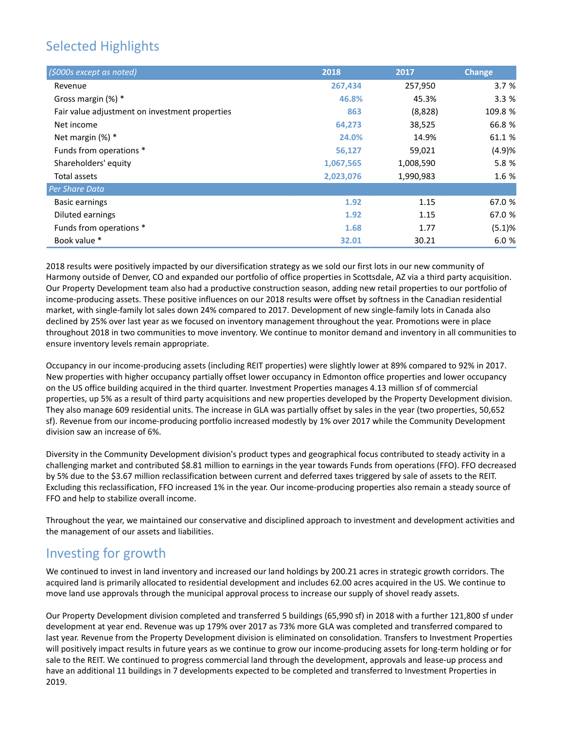## Selected Highlights

| *($000s except as noted)* | 2018 | 2017 | Change |
|---|---|---|---|
| Revenue | 267,434 | 257,950 | 3.7 % |
| Gross margin (%) * | 46.8% | 45.3% | 3.3 % |
| Fair value adjustment on investment properties | 863 | (8,828) | 109.8 % |
| Net income | 64,273 | 38,525 | 66.8 % |
| Net margin (%) * | 24.0% | 14.9% | 61.1 % |
| Funds from operations * | 56,127 | 59,021 | (4.9)% |
| Shareholders' equity | 1,067,565 | 1,008,590 | 5.8 % |
| Total assets | 2,023,076 | 1,990,983 | 1.6 % |
| *Per Share Data* | | | |
| Basic earnings | 1.92 | 1.15 | 67.0 % |
| Diluted earnings | 1.92 | 1.15 | 67.0 % |
| Funds from operations * | 1.68 | 1.77 | (5.1)% |
| Book value * | 32.01 | 30.21 | 6.0 % |

2018 results were positively impacted by our diversification strategy as we sold our first lots in our new community of Harmony outside of Denver, CO and expanded our portfolio of office properties in Scottsdale, AZ via a third party acquisition. Our Property Development team also had a productive construction season, adding new retail properties to our portfolio of income-producing assets. These positive influences on our 2018 results were offset by softness in the Canadian residential market, with single-family lot sales down 24% compared to 2017. Development of new single-family lots in Canada also declined by 25% over last year as we focused on inventory management throughout the year. Promotions were in place throughout 2018 in two communities to move inventory. We continue to monitor demand and inventory in all communities to ensure inventory levels remain appropriate.

Occupancy in our income-producing assets (including REIT properties) were slightly lower at 89% compared to 92% in 2017. New properties with higher occupancy partially offset lower occupancy in Edmonton office properties and lower occupancy on the US office building acquired in the third quarter. Investment Properties manages 4.13 million sf of commercial properties, up 5% as a result of third party acquisitions and new properties developed by the Property Development division. They also manage 609 residential units. The increase in GLA was partially offset by sales in the year (two properties, 50,652 sf). Revenue from our income-producing portfolio increased modestly by 1% over 2017 while the Community Development division saw an increase of 6%.

Diversity in the Community Development division's product types and geographical focus contributed to steady activity in a challenging market and contributed $8.81 million to earnings in the year towards Funds from operations (FFO). FFO decreased by 5% due to the $3.67 million reclassification between current and deferred taxes triggered by sale of assets to the REIT. Excluding this reclassification, FFO increased 1% in the year. Our income-producing properties also remain a steady source of FFO and help to stabilize overall income.

Throughout the year, we maintained our conservative and disciplined approach to investment and development activities and the management of our assets and liabilities.

## Investing for growth

We continued to invest in land inventory and increased our land holdings by 200.21 acres in strategic growth corridors. The acquired land is primarily allocated to residential development and includes 62.00 acres acquired in the US. We continue to move land use approvals through the municipal approval process to increase our supply of shovel ready assets.

Our Property Development division completed and transferred 5 buildings (65,990 sf) in 2018 with a further 121,800 sf under development at year end. Revenue was up 179% over 2017 as 73% more GLA was completed and transferred compared to last year. Revenue from the Property Development division is eliminated on consolidation. Transfers to Investment Properties will positively impact results in future years as we continue to grow our income-producing assets for long-term holding or for sale to the REIT. We continued to progress commercial land through the development, approvals and lease-up process and have an additional 11 buildings in 7 developments expected to be completed and transferred to Investment Properties in 2019.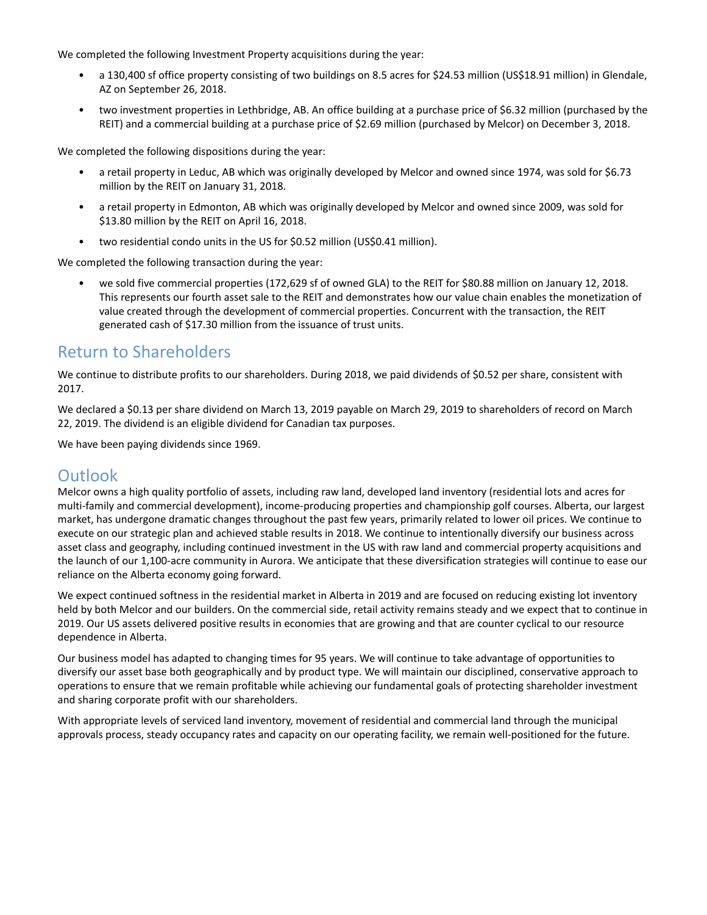We completed the following Investment Property acquisitions during the year:

- a 130,400 sf office property consisting of two buildings on 8.5 acres for $24.53 million (US$18.91 million) in Glendale, AZ on September 26, 2018.
- two investment properties in Lethbridge, AB. An office building at a purchase price of $6.32 million (purchased by the REIT) and a commercial building at a purchase price of $2.69 million (purchased by Melcor) on December 3, 2018.

We completed the following dispositions during the year:

- a retail property in Leduc, AB which was originally developed by Melcor and owned since 1974, was sold for $6.73 million by the REIT on January 31, 2018.
- a retail property in Edmonton, AB which was originally developed by Melcor and owned since 2009, was sold for $13.80 million by the REIT on April 16, 2018.
- two residential condo units in the US for $0.52 million (US$0.41 million).

We completed the following transaction during the year:

- we sold five commercial properties (172,629 sf of owned GLA) to the REIT for $80.88 million on January 12, 2018. This represents our fourth asset sale to the REIT and demonstrates how our value chain enables the monetization of value created through the development of commercial properties. Concurrent with the transaction, the REIT generated cash of $17.30 million from the issuance of trust units.

## Return to Shareholders

We continue to distribute profits to our shareholders. During 2018, we paid dividends of $0.52 per share, consistent with 2017.

We declared a $0.13 per share dividend on March 13, 2019 payable on March 29, 2019 to shareholders of record on March 22, 2019. The dividend is an eligible dividend for Canadian tax purposes.

We have been paying dividends since 1969.

## Outlook

Melcor owns a high quality portfolio of assets, including raw land, developed land inventory (residential lots and acres for multi-family and commercial development), income-producing properties and championship golf courses. Alberta, our largest market, has undergone dramatic changes throughout the past few years, primarily related to lower oil prices. We continue to execute on our strategic plan and achieved stable results in 2018. We continue to intentionally diversify our business across asset class and geography, including continued investment in the US with raw land and commercial property acquisitions and the launch of our 1,100-acre community in Aurora. We anticipate that these diversification strategies will continue to ease our reliance on the Alberta economy going forward.

We expect continued softness in the residential market in Alberta in 2019 and are focused on reducing existing lot inventory held by both Melcor and our builders. On the commercial side, retail activity remains steady and we expect that to continue in 2019. Our US assets delivered positive results in economies that are growing and that are counter cyclical to our resource dependence in Alberta.

Our business model has adapted to changing times for 95 years. We will continue to take advantage of opportunities to diversify our asset base both geographically and by product type. We will maintain our disciplined, conservative approach to operations to ensure that we remain profitable while achieving our fundamental goals of protecting shareholder investment and sharing corporate profit with our shareholders.

With appropriate levels of serviced land inventory, movement of residential and commercial land through the municipal approvals process, steady occupancy rates and capacity on our operating facility, we remain well-positioned for the future.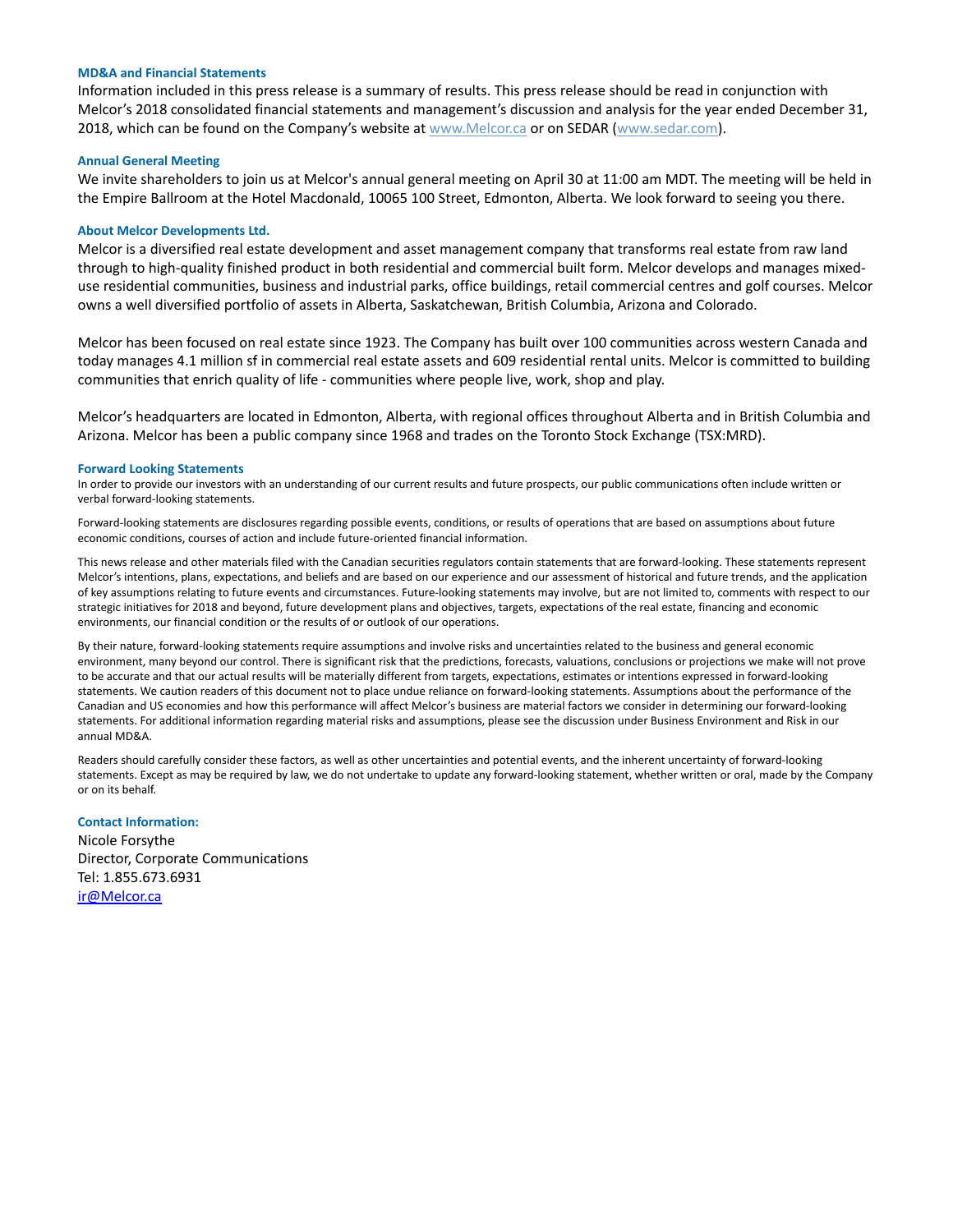### MD&A and Financial Statements

Information included in this press release is a summary of results. This press release should be read in conjunction with Melcor's 2018 consolidated financial statements and management's discussion and analysis for the year ended December 31, 2018, which can be found on the Company's website at www.Melcor.ca or on SEDAR (www.sedar.com).

### Annual General Meeting

We invite shareholders to join us at Melcor's annual general meeting on April 30 at 11:00 am MDT. The meeting will be held in the Empire Ballroom at the Hotel Macdonald, 10065 100 Street, Edmonton, Alberta. We look forward to seeing you there.

### About Melcor Developments Ltd.

Melcor is a diversified real estate development and asset management company that transforms real estate from raw land through to high-quality finished product in both residential and commercial built form. Melcor develops and manages mixed-use residential communities, business and industrial parks, office buildings, retail commercial centres and golf courses. Melcor owns a well diversified portfolio of assets in Alberta, Saskatchewan, British Columbia, Arizona and Colorado.

Melcor has been focused on real estate since 1923. The Company has built over 100 communities across western Canada and today manages 4.1 million sf in commercial real estate assets and 609 residential rental units. Melcor is committed to building communities that enrich quality of life - communities where people live, work, shop and play.

Melcor's headquarters are located in Edmonton, Alberta, with regional offices throughout Alberta and in British Columbia and Arizona. Melcor has been a public company since 1968 and trades on the Toronto Stock Exchange (TSX:MRD).

### Forward Looking Statements

In order to provide our investors with an understanding of our current results and future prospects, our public communications often include written or verbal forward-looking statements.

Forward-looking statements are disclosures regarding possible events, conditions, or results of operations that are based on assumptions about future economic conditions, courses of action and include future-oriented financial information.

This news release and other materials filed with the Canadian securities regulators contain statements that are forward-looking. These statements represent Melcor's intentions, plans, expectations, and beliefs and are based on our experience and our assessment of historical and future trends, and the application of key assumptions relating to future events and circumstances. Future-looking statements may involve, but are not limited to, comments with respect to our strategic initiatives for 2018 and beyond, future development plans and objectives, targets, expectations of the real estate, financing and economic environments, our financial condition or the results of or outlook of our operations.

By their nature, forward-looking statements require assumptions and involve risks and uncertainties related to the business and general economic environment, many beyond our control. There is significant risk that the predictions, forecasts, valuations, conclusions or projections we make will not prove to be accurate and that our actual results will be materially different from targets, expectations, estimates or intentions expressed in forward-looking statements. We caution readers of this document not to place undue reliance on forward-looking statements. Assumptions about the performance of the Canadian and US economies and how this performance will affect Melcor's business are material factors we consider in determining our forward-looking statements. For additional information regarding material risks and assumptions, please see the discussion under Business Environment and Risk in our annual MD&A.

Readers should carefully consider these factors, as well as other uncertainties and potential events, and the inherent uncertainty of forward-looking statements. Except as may be required by law, we do not undertake to update any forward-looking statement, whether written or oral, made by the Company or on its behalf.

### Contact Information:

Nicole Forsythe  
Director, Corporate Communications  
Tel: 1.855.673.6931  
ir@Melcor.ca